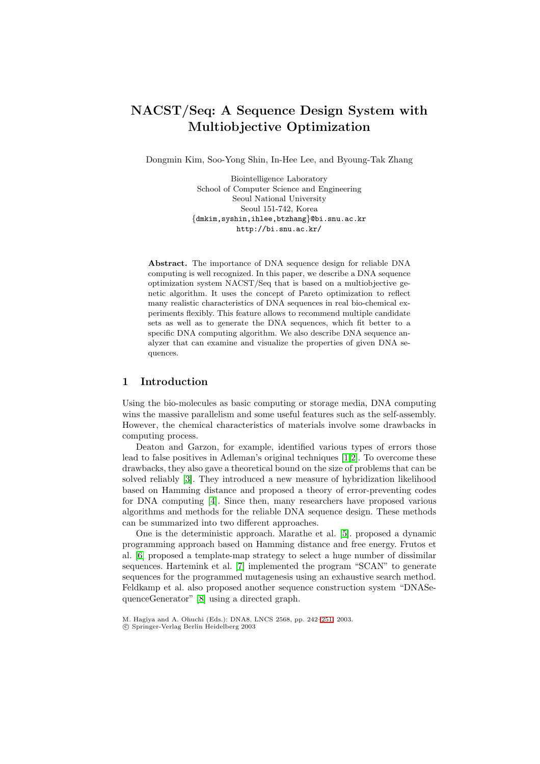# NACST/Seq: A Sequence Design System with Multiobjective Optimization

Dongmin Kim, Soo-Yong Shin, In-Hee Lee, and Byoung-Tak Zhang

Biointelligence Laboratory
School of Computer Science and Engineering
Seoul National University
Seoul 151-742, Korea
{dmkim,syshin,ihlee,btzhang}@bi.snu.ac.kr
http://bi.snu.ac.kr/

**Abstract.** The importance of DNA sequence design for reliable DNA computing is well recognized. In this paper, we describe a DNA sequence optimization system NACST/Seq that is based on a multiobjective genetic algorithm. It uses the concept of Pareto optimization to reflect many realistic characteristics of DNA sequences in real bio-chemical experiments flexibly. This feature allows to recommend multiple candidate sets as well as to generate the DNA sequences, which fit better to a specific DNA computing algorithm. We also describe DNA sequence analyzer that can examine and visualize the properties of given DNA sequences.

## 1 Introduction

Using the bio-molecules as basic computing or storage media, DNA computing wins the massive parallelism and some useful features such as the self-assembly. However, the chemical characteristics of materials involve some drawbacks in computing process.

Deaton and Garzon, for example, identified various types of errors those lead to false positives in Adleman's original techniques [1,2]. To overcome these drawbacks, they also gave a theoretical bound on the size of problems that can be solved reliably [3]. They introduced a new measure of hybridization likelihood based on Hamming distance and proposed a theory of error-preventing codes for DNA computing [4]. Since then, many researchers have proposed various algorithms and methods for the reliable DNA sequence design. These methods can be summarized into two different approaches.

One is the deterministic approach. Marathe et al. [5]. proposed a dynamic programming approach based on Hamming distance and free energy. Frutos et al. [6] proposed a template-map strategy to select a huge number of dissimilar sequences. Hartemink et al. [7] implemented the program "SCAN" to generate sequences for the programmed mutagenesis using an exhaustive search method. Feldkamp et al. also proposed another sequence construction system "DNASequenceGenerator" [8] using a directed graph.

M. Hagiya and A. Ohuchi (Eds.): DNA8, LNCS 2568, pp. 242–251, 2003.
© Springer-Verlag Berlin Heidelberg 2003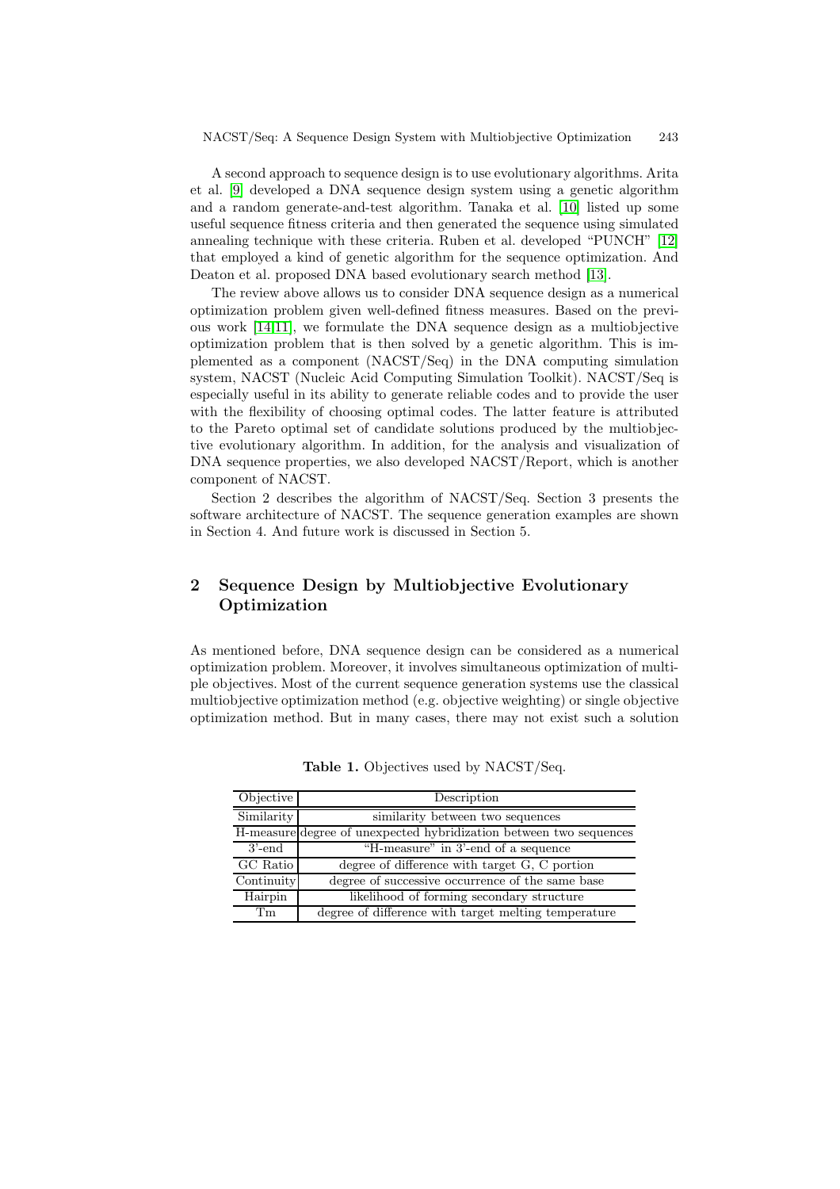A second approach to sequence design is to use evolutionary algorithms. Arita et al. [9] developed a DNA sequence design system using a genetic algorithm and a random generate-and-test algorithm. Tanaka et al. [10] listed up some useful sequence fitness criteria and then generated the sequence using simulated annealing technique with these criteria. Ruben et al. developed "PUNCH" [12] that employed a kind of genetic algorithm for the sequence optimization. And Deaton et al. proposed DNA based evolutionary search method [13].

The review above allows us to consider DNA sequence design as a numerical optimization problem given well-defined fitness measures. Based on the previous work [14,11], we formulate the DNA sequence design as a multiobjective optimization problem that is then solved by a genetic algorithm. This is implemented as a component (NACST/Seq) in the DNA computing simulation system, NACST (Nucleic Acid Computing Simulation Toolkit). NACST/Seq is especially useful in its ability to generate reliable codes and to provide the user with the flexibility of choosing optimal codes. The latter feature is attributed to the Pareto optimal set of candidate solutions produced by the multiobjective evolutionary algorithm. In addition, for the analysis and visualization of DNA sequence properties, we also developed NACST/Report, which is another component of NACST.

Section 2 describes the algorithm of NACST/Seq. Section 3 presents the software architecture of NACST. The sequence generation examples are shown in Section 4. And future work is discussed in Section 5.

## 2 Sequence Design by Multiobjective Evolutionary Optimization

As mentioned before, DNA sequence design can be considered as a numerical optimization problem. Moreover, it involves simultaneous optimization of multiple objectives. Most of the current sequence generation systems use the classical multiobjective optimization method (e.g. objective weighting) or single objective optimization method. But in many cases, there may not exist such a solution

**Table 1.** Objectives used by NACST/Seq.

| Objective | Description |
|---|---|
| Similarity | similarity between two sequences |
| H-measure | degree of unexpected hybridization between two sequences |
| 3'-end | "H-measure" in 3'-end of a sequence |
| GC Ratio | degree of difference with target G, C portion |
| Continuity | degree of successive occurrence of the same base |
| Hairpin | likelihood of forming secondary structure |
| Tm | degree of difference with target melting temperature |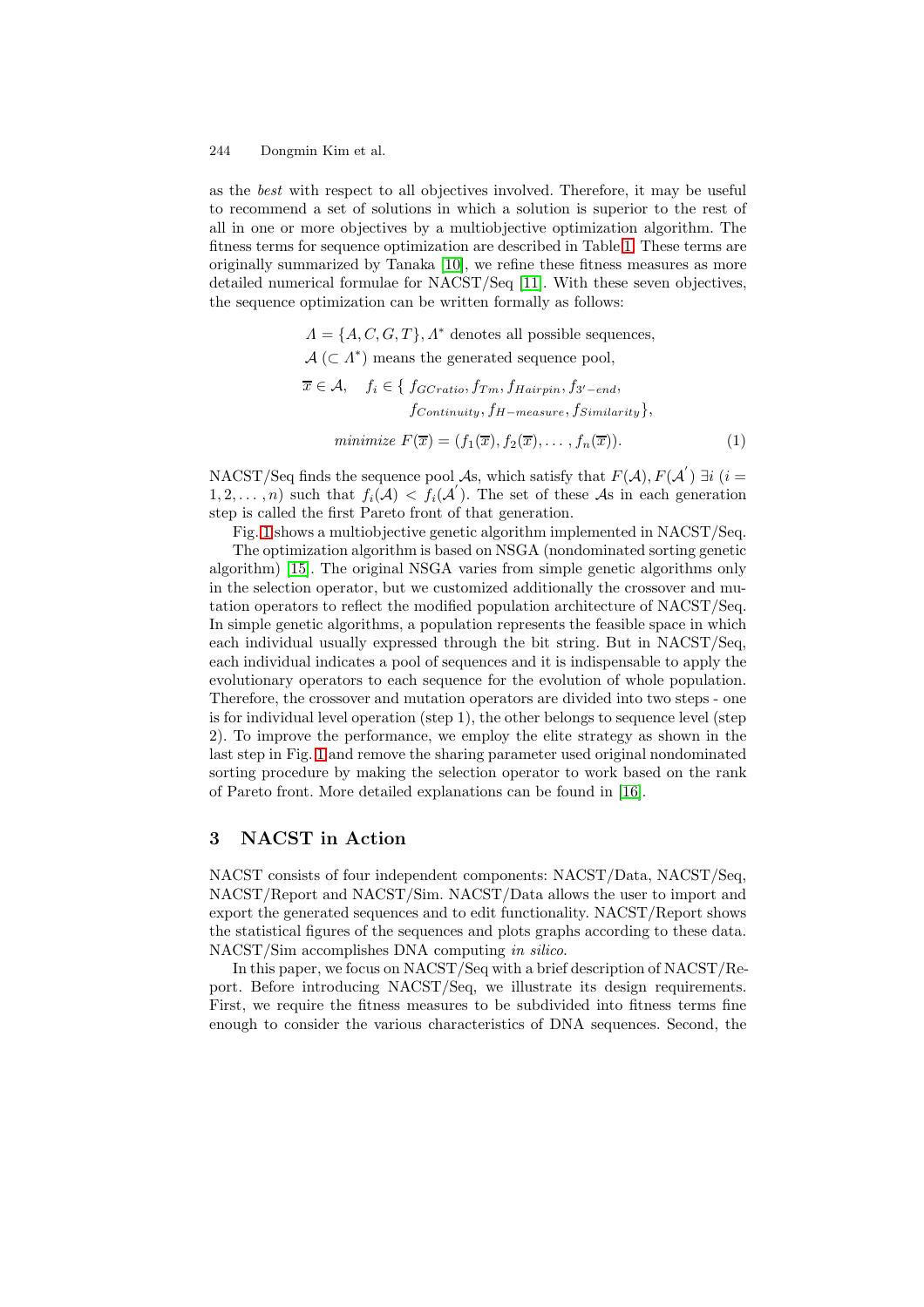as the *best* with respect to all objectives involved. Therefore, it may be useful to recommend a set of solutions in which a solution is superior to the rest of all in one or more objectives by a multiobjective optimization algorithm. The fitness terms for sequence optimization are described in Table 1. These terms are originally summarized by Tanaka [10], we refine these fitness measures as more detailed numerical formulae for NACST/Seq [11]. With these seven objectives, the sequence optimization can be written formally as follows:

$$
\begin{aligned}
&\Lambda = \{A, C, G, T\}, \Lambda^* \text{ denotes all possible sequences,} \\
&\mathcal{A}\ (\subset \Lambda^*) \text{ means the generated sequence pool,} \\
&\overline{x} \in \mathcal{A}, \quad f_i \in \{\, f_{GCratio}, f_{Tm}, f_{Hairpin}, f_{3'-end}, \\
&\qquad\qquad f_{Continuity}, f_{H-measure}, f_{Similarity}\}, \\
&\qquad \textit{minimize } F(\overline{x}) = (f_1(\overline{x}), f_2(\overline{x}), \ldots, f_n(\overline{x})). \qquad (1)
\end{aligned}
$$

NACST/Seq finds the sequence pool $\mathcal{A}$s, which satisfy that $F(\mathcal{A}), F(\mathcal{A}^{'})\ \exists i\ (i = 1, 2, \ldots, n)$ such that $f_i(\mathcal{A}) < f_i(\mathcal{A}^{'})$. The set of these $\mathcal{A}$s in each generation step is called the first Pareto front of that generation.

Fig. 1 shows a multiobjective genetic algorithm implemented in NACST/Seq. The optimization algorithm is based on NSGA (nondominated sorting genetic algorithm) [15]. The original NSGA varies from simple genetic algorithms only in the selection operator, but we customized additionally the crossover and mutation operators to reflect the modified population architecture of NACST/Seq. In simple genetic algorithms, a population represents the feasible space in which each individual usually expressed through the bit string. But in NACST/Seq, each individual indicates a pool of sequences and it is indispensable to apply the evolutionary operators to each sequence for the evolution of whole population. Therefore, the crossover and mutation operators are divided into two steps - one is for individual level operation (step 1), the other belongs to sequence level (step 2). To improve the performance, we employ the elite strategy as shown in the last step in Fig. 1 and remove the sharing parameter used original nondominated sorting procedure by making the selection operator to work based on the rank of Pareto front. More detailed explanations can be found in [16].

## 3 NACST in Action

NACST consists of four independent components: NACST/Data, NACST/Seq, NACST/Report and NACST/Sim. NACST/Data allows the user to import and export the generated sequences and to edit functionality. NACST/Report shows the statistical figures of the sequences and plots graphs according to these data. NACST/Sim accomplishes DNA computing *in silico*.

In this paper, we focus on NACST/Seq with a brief description of NACST/Report. Before introducing NACST/Seq, we illustrate its design requirements. First, we require the fitness measures to be subdivided into fitness terms fine enough to consider the various characteristics of DNA sequences. Second, the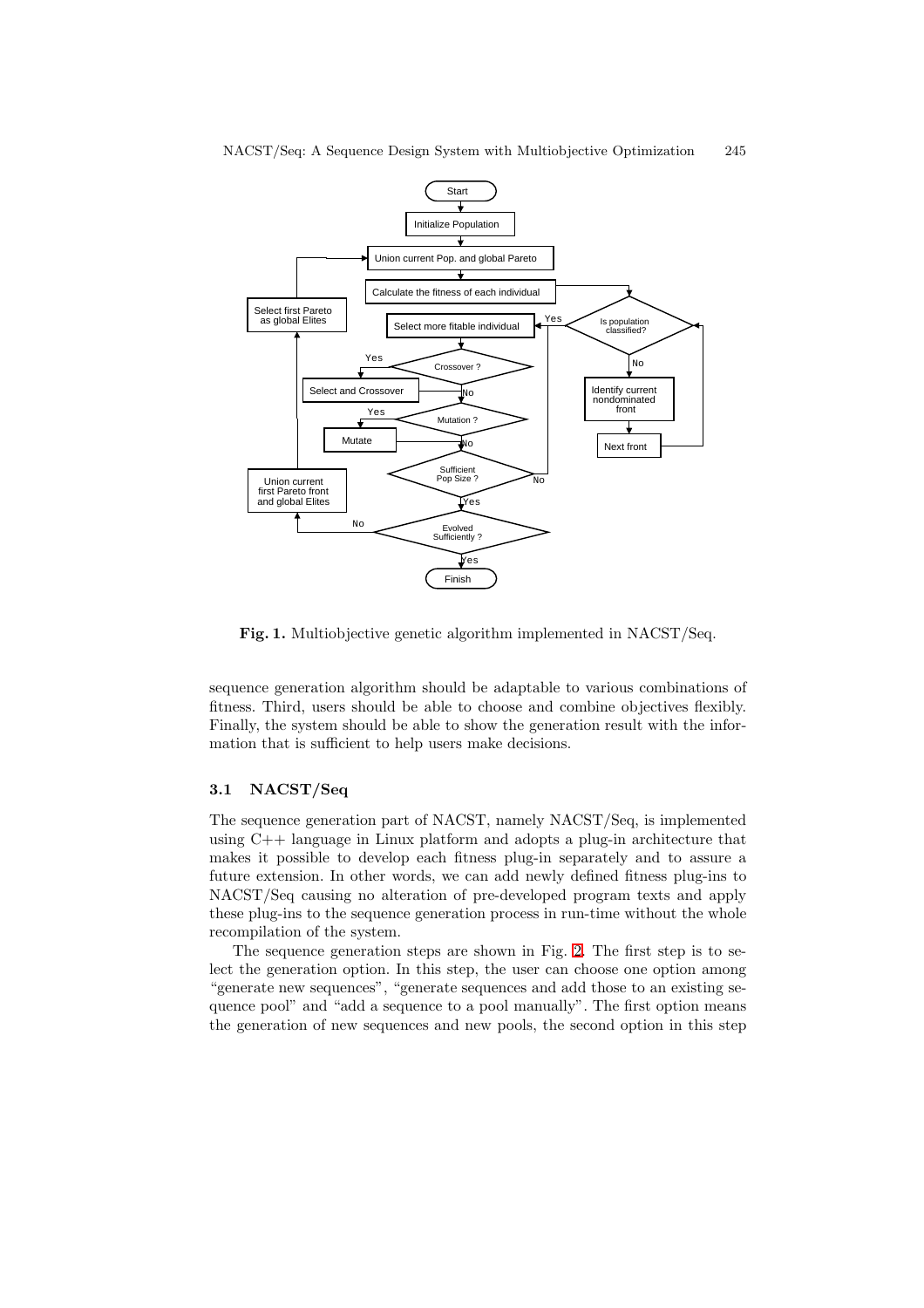**Fig. 1.** Multiobjective genetic algorithm implemented in NACST/Seq.

sequence generation algorithm should be adaptable to various combinations of fitness. Third, users should be able to choose and combine objectives flexibly. Finally, the system should be able to show the generation result with the information that is sufficient to help users make decisions.

### 3.1 NACST/Seq

The sequence generation part of NACST, namely NACST/Seq, is implemented using C++ language in Linux platform and adopts a plug-in architecture that makes it possible to develop each fitness plug-in separately and to assure a future extension. In other words, we can add newly defined fitness plug-ins to NACST/Seq causing no alteration of pre-developed program texts and apply these plug-ins to the sequence generation process in run-time without the whole recompilation of the system.

The sequence generation steps are shown in Fig. 2. The first step is to select the generation option. In this step, the user can choose one option among "generate new sequences", "generate sequences and add those to an existing sequence pool" and "add a sequence to a pool manually". The first option means the generation of new sequences and new pools, the second option in this step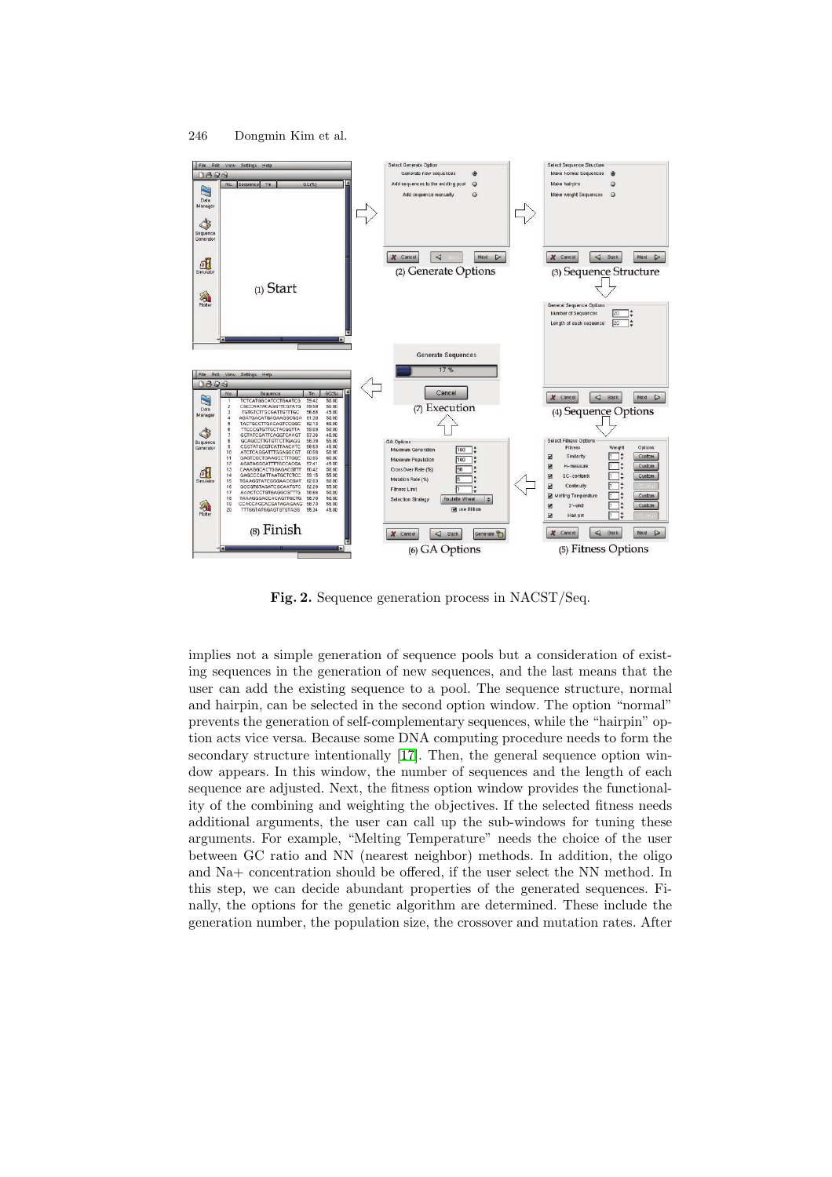**Fig. 2.** Sequence generation process in NACST/Seq.

implies not a simple generation of sequence pools but a consideration of existing sequences in the generation of new sequences, and the last means that the user can add the existing sequence to a pool. The sequence structure, normal and hairpin, can be selected in the second option window. The option "normal" prevents the generation of self-complementary sequences, while the "hairpin" option acts vice versa. Because some DNA computing procedure needs to form the secondary structure intentionally [17]. Then, the general sequence option window appears. In this window, the number of sequences and the length of each sequence are adjusted. Next, the fitness option window provides the functionality of the combining and weighting the objectives. If the selected fitness needs additional arguments, the user can call up the sub-windows for tuning these arguments. For example, "Melting Temperature" needs the choice of the user between GC ratio and NN (nearest neighbor) methods. In addition, the oligo and Na+ concentration should be offered, if the user select the NN method. In this step, we can decide abundant properties of the generated sequences. Finally, the options for the genetic algorithm are determined. These include the generation number, the population size, the crossover and mutation rates. After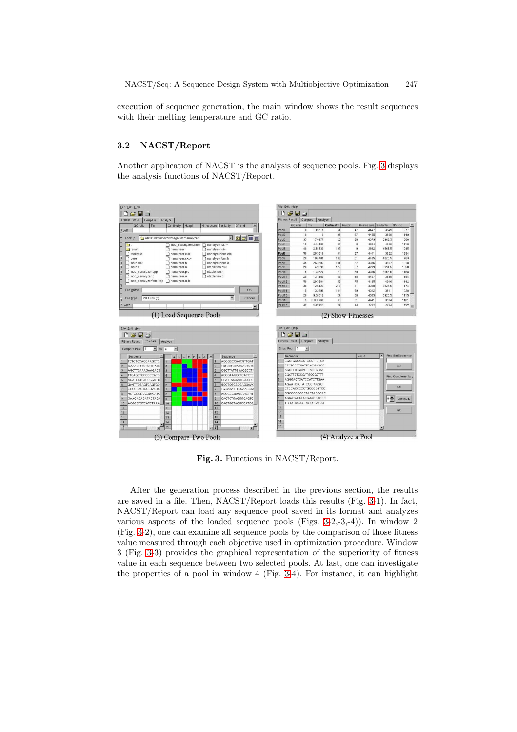execution of sequence generation, the main window shows the result sequences with their melting temperature and GC ratio.

### 3.2 NACST/Report

Another application of NACST is the analysis of sequence pools. Fig. 3 displays the analysis functions of NACST/Report.

(1) Load Sequence Pools

(2) Show Fitnesses

(3) Compare Two Pools

(4) Analyze a Pool

**Fig. 3.** Functions in NACST/Report.

After the generation process described in the previous section, the results are saved in a file. Then, NACST/Report loads this results (Fig. 3-1). In fact, NACST/Report can load any sequence pool saved in its format and analyzes various aspects of the loaded sequence pools (Figs. 3-2,-3,-4)). In window 2 (Fig. 3-2), one can examine all sequence pools by the comparison of those fitness value measured through each objective used in optimization procedure. Window 3 (Fig. 3-3) provides the graphical representation of the superiority of fitness value in each sequence between two selected pools. At last, one can investigate the properties of a pool in window 4 (Fig. 3-4). For instance, it can highlight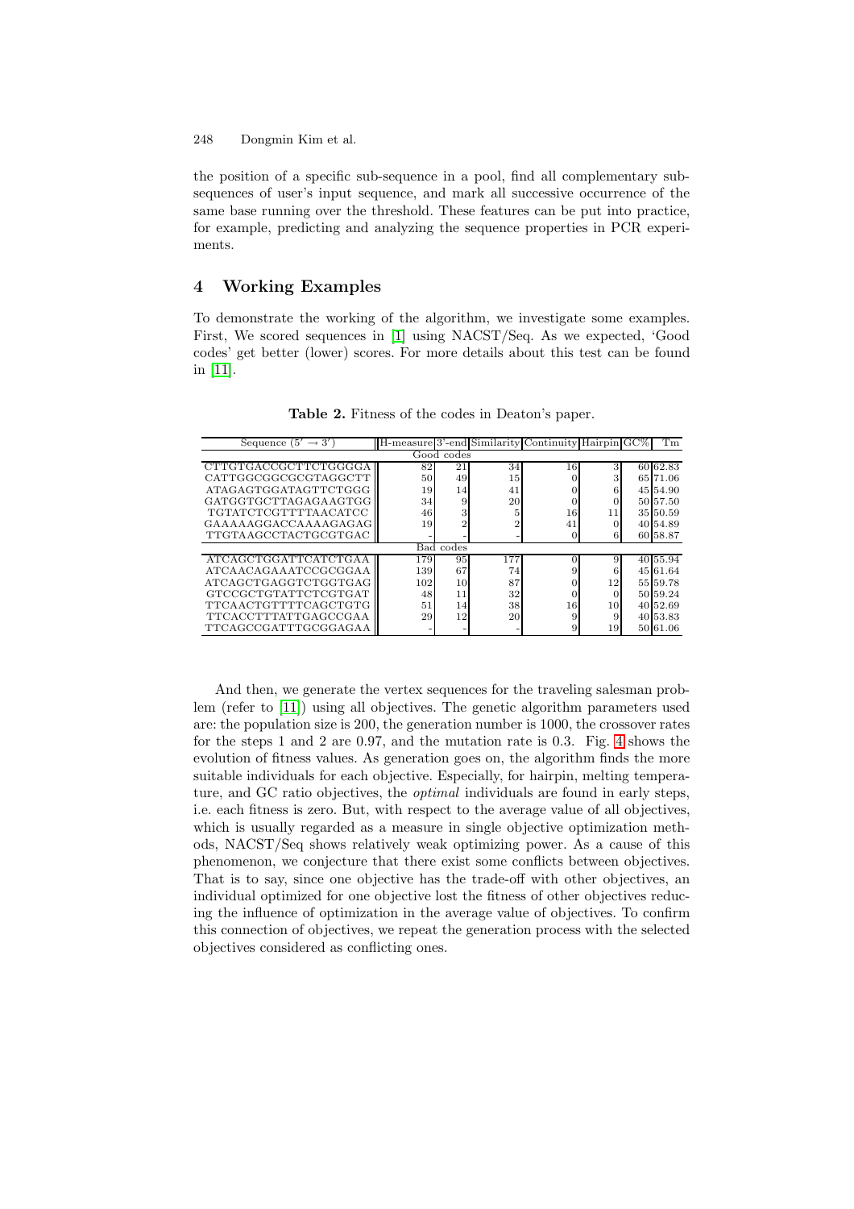the position of a specific sub-sequence in a pool, find all complementary subsequences of user's input sequence, and mark all successive occurrence of the same base running over the threshold. These features can be put into practice, for example, predicting and analyzing the sequence properties in PCR experiments.

## 4 Working Examples

To demonstrate the working of the algorithm, we investigate some examples. First, We scored sequences in [1] using NACST/Seq. As we expected, 'Good codes' get better (lower) scores. For more details about this test can be found in [11].

**Table 2.** Fitness of the codes in Deaton's paper.

| Sequence ($5' \rightarrow 3'$) | H-measure | 3'-end | Similarity | Continuity | Hairpin | GC% | Tm |
|---|---|---|---|---|---|---|---|
| Good codes | | | | | | | |
| CTTGTGACCGCTTCTGGGGA | 82 | 21 | 34 | 16 | 3 | 60 | 62.83 |
| CATTGGCGGCGCGTAGGCTT | 50 | 49 | 15 | 0 | 3 | 65 | 71.06 |
| ATAGAGTGGATAGTTCTGGG | 19 | 14 | 41 | 0 | 6 | 45 | 54.90 |
| GATGGTGCTTAGAGAAGTGG | 34 | 9 | 20 | 0 | 0 | 50 | 57.50 |
| TGTATCTCGTTTTAACATCC | 46 | 3 | 5 | 16 | 11 | 35 | 50.59 |
| GAAAAAGGACCAAAAGAGAG | 19 | 2 | 2 | 41 | 0 | 40 | 54.89 |
| TTGTAAGCCTACTGCGTGAC | - | - | - | 0 | 6 | 60 | 58.87 |
| Bad codes | | | | | | | |
| ATCAGCTGGATTCATCTGAA | 179 | 95 | 177 | 0 | 9 | 40 | 55.94 |
| ATCAACAGAAATCCGCGGAA | 139 | 67 | 74 | 9 | 6 | 45 | 61.64 |
| ATCAGCTGAGGTCTGGTGAG | 102 | 10 | 87 | 0 | 12 | 55 | 59.78 |
| GTCCGCTGTATTCTCGTGAT | 48 | 11 | 32 | 0 | 0 | 50 | 59.24 |
| TTCAACTGTTTTCAGCTGTG | 51 | 14 | 38 | 16 | 10 | 40 | 52.69 |
| TTCACCTTTATTGAGCCGAA | 29 | 12 | 20 | 9 | 9 | 40 | 53.83 |
| TTCAGCCGATTTGCGGAGAA | - | - | - | 9 | 19 | 50 | 61.06 |

And then, we generate the vertex sequences for the traveling salesman problem (refer to [11]) using all objectives. The genetic algorithm parameters used are: the population size is 200, the generation number is 1000, the crossover rates for the steps 1 and 2 are 0.97, and the mutation rate is 0.3. Fig. 4 shows the evolution of fitness values. As generation goes on, the algorithm finds the more suitable individuals for each objective. Especially, for hairpin, melting temperature, and GC ratio objectives, the *optimal* individuals are found in early steps, i.e. each fitness is zero. But, with respect to the average value of all objectives, which is usually regarded as a measure in single objective optimization methods, NACST/Seq shows relatively weak optimizing power. As a cause of this phenomenon, we conjecture that there exist some conflicts between objectives. That is to say, since one objective has the trade-off with other objectives, an individual optimized for one objective lost the fitness of other objectives reducing the influence of optimization in the average value of objectives. To confirm this connection of objectives, we repeat the generation process with the selected objectives considered as conflicting ones.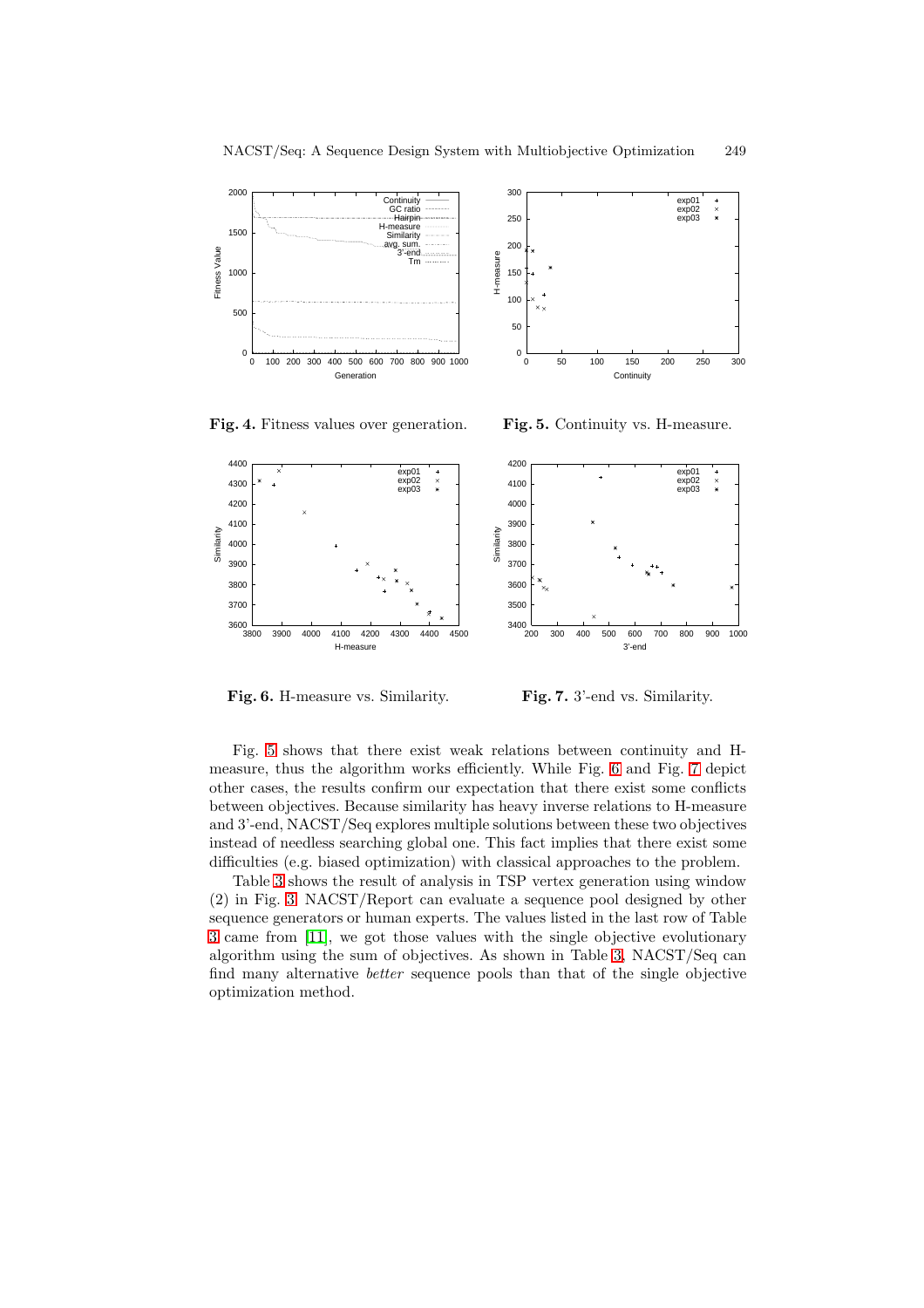Fig. 4. Fitness values over generation.

Fig. 5. Continuity vs. H-measure.

Fig. 6. H-measure vs. Similarity.

Fig. 7. 3'-end vs. Similarity.

Fig. 5 shows that there exist weak relations between continuity and H-measure, thus the algorithm works efficiently. While Fig. 6 and Fig. 7 depict other cases, the results confirm our expectation that there exist some conflicts between objectives. Because similarity has heavy inverse relations to H-measure and 3'-end, NACST/Seq explores multiple solutions between these two objectives instead of needless searching global one. This fact implies that there exist some difficulties (e.g. biased optimization) with classical approaches to the problem.

Table 3 shows the result of analysis in TSP vertex generation using window (2) in Fig. 3. NACST/Report can evaluate a sequence pool designed by other sequence generators or human experts. The values listed in the last row of Table 3 came from [11], we got those values with the single objective evolutionary algorithm using the sum of objectives. As shown in Table 3, NACST/Seq can find many alternative *better* sequence pools than that of the single objective optimization method.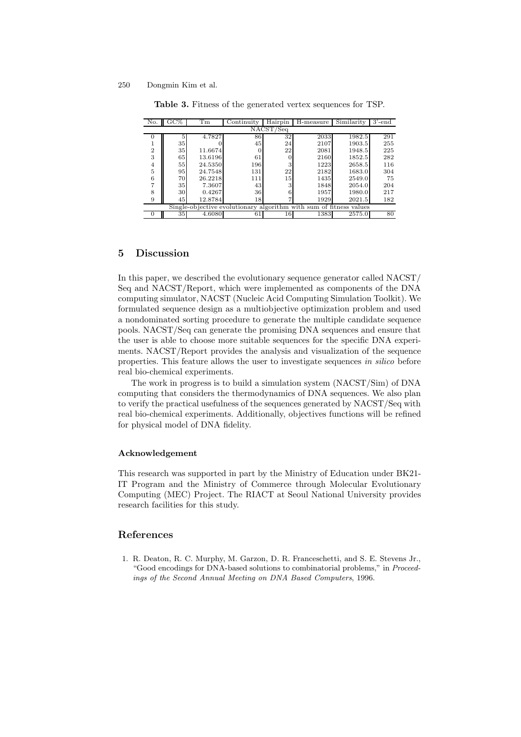**Table 3.** Fitness of the generated vertex sequences for TSP.

| No. | GC% | Tm | Continuity | Hairpin | H-measure | Similarity | 3'-end |
|---|---|---|---|---|---|---|---|
| NACST/Seq | | | | | | | |
| 0 | 5 | 4.7827 | 86 | 32 | 2033 | 1982.5 | 291 |
| 1 | 35 | 0 | 45 | 24 | 2107 | 1903.5 | 255 |
| 2 | 35 | 11.6674 | 0 | 22 | 2081 | 1948.5 | 225 |
| 3 | 65 | 13.6196 | 61 | 0 | 2160 | 1852.5 | 282 |
| 4 | 55 | 24.5350 | 196 | 3 | 1223 | 2658.5 | 116 |
| 5 | 95 | 24.7548 | 131 | 22 | 2182 | 1683.0 | 304 |
| 6 | 70 | 26.2218 | 111 | 15 | 1435 | 2549.0 | 75 |
| 7 | 35 | 7.3607 | 43 | 3 | 1848 | 2054.0 | 204 |
| 8 | 30 | 0.4267 | 36 | 6 | 1957 | 1980.0 | 217 |
| 9 | 45 | 12.8784 | 18 | 7 | 1929 | 2021.5 | 182 |
| Single-objective evolutionary algorithm with sum of fitness values | | | | | | | |
| 0 | 35 | 4.6080 | 61 | 16 | 1383 | 2575.0 | 80 |

## 5 Discussion

In this paper, we described the evolutionary sequence generator called NACST/Seq and NACST/Report, which were implemented as components of the DNA computing simulator, NACST (Nucleic Acid Computing Simulation Toolkit). We formulated sequence design as a multiobjective optimization problem and used a nondominated sorting procedure to generate the multiple candidate sequence pools. NACST/Seq can generate the promising DNA sequences and ensure that the user is able to choose more suitable sequences for the specific DNA experiments. NACST/Report provides the analysis and visualization of the sequence properties. This feature allows the user to investigate sequences *in silico* before real bio-chemical experiments.

The work in progress is to build a simulation system (NACST/Sim) of DNA computing that considers the thermodynamics of DNA sequences. We also plan to verify the practical usefulness of the sequences generated by NACST/Seq with real bio-chemical experiments. Additionally, objectives functions will be refined for physical model of DNA fidelity.

### Acknowledgement

This research was supported in part by the Ministry of Education under BK21-IT Program and the Ministry of Commerce through Molecular Evolutionary Computing (MEC) Project. The RIACT at Seoul National University provides research facilities for this study.

## References

1. R. Deaton, R. C. Murphy, M. Garzon, D. R. Franceschetti, and S. E. Stevens Jr., "Good encodings for DNA-based solutions to combinatorial problems," in *Proceedings of the Second Annual Meeting on DNA Based Computers*, 1996.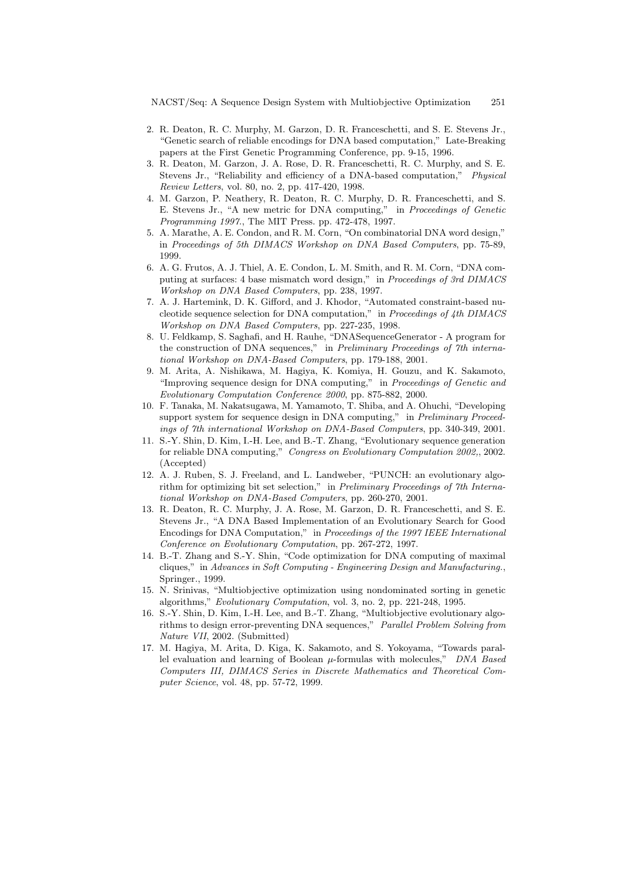2. R. Deaton, R. C. Murphy, M. Garzon, D. R. Franceschetti, and S. E. Stevens Jr., "Genetic search of reliable encodings for DNA based computation," Late-Breaking papers at the First Genetic Programming Conference, pp. 9-15, 1996.
3. R. Deaton, M. Garzon, J. A. Rose, D. R. Franceschetti, R. C. Murphy, and S. E. Stevens Jr., "Reliability and efficiency of a DNA-based computation," *Physical Review Letters*, vol. 80, no. 2, pp. 417-420, 1998.
4. M. Garzon, P. Neathery, R. Deaton, R. C. Murphy, D. R. Franceschetti, and S. E. Stevens Jr., "A new metric for DNA computing," in *Proceedings of Genetic Programming 1997.*, The MIT Press. pp. 472-478, 1997.
5. A. Marathe, A. E. Condon, and R. M. Corn, "On combinatorial DNA word design," in *Proceedings of 5th DIMACS Workshop on DNA Based Computers*, pp. 75-89, 1999.
6. A. G. Frutos, A. J. Thiel, A. E. Condon, L. M. Smith, and R. M. Corn, "DNA computing at surfaces: 4 base mismatch word design," in *Proceedings of 3rd DIMACS Workshop on DNA Based Computers*, pp. 238, 1997.
7. A. J. Hartemink, D. K. Gifford, and J. Khodor, "Automated constraint-based nucleotide sequence selection for DNA computation," in *Proceedings of 4th DIMACS Workshop on DNA Based Computers*, pp. 227-235, 1998.
8. U. Feldkamp, S. Saghafi, and H. Rauhe, "DNASequenceGenerator - A program for the construction of DNA sequences," in *Preliminary Proceedings of 7th international Workshop on DNA-Based Computers*, pp. 179-188, 2001.
9. M. Arita, A. Nishikawa, M. Hagiya, K. Komiya, H. Gouzu, and K. Sakamoto, "Improving sequence design for DNA computing," in *Proceedings of Genetic and Evolutionary Computation Conference 2000*, pp. 875-882, 2000.
10. F. Tanaka, M. Nakatsugawa, M. Yamamoto, T. Shiba, and A. Ohuchi, "Developing support system for sequence design in DNA computing," in *Preliminary Proceedings of 7th international Workshop on DNA-Based Computers*, pp. 340-349, 2001.
11. S.-Y. Shin, D. Kim, I.-H. Lee, and B.-T. Zhang, "Evolutionary sequence generation for reliable DNA computing," *Congress on Evolutionary Computation 2002,*, 2002. (Accepted)
12. A. J. Ruben, S. J. Freeland, and L. Landweber, "PUNCH: an evolutionary algorithm for optimizing bit set selection," in *Preliminary Proceedings of 7th International Workshop on DNA-Based Computers*, pp. 260-270, 2001.
13. R. Deaton, R. C. Murphy, J. A. Rose, M. Garzon, D. R. Franceschetti, and S. E. Stevens Jr., "A DNA Based Implementation of an Evolutionary Search for Good Encodings for DNA Computation," in *Proceedings of the 1997 IEEE International Conference on Evolutionary Computation*, pp. 267-272, 1997.
14. B.-T. Zhang and S.-Y. Shin, "Code optimization for DNA computing of maximal cliques," in *Advances in Soft Computing - Engineering Design and Manufacturing.*, Springer., 1999.
15. N. Srinivas, "Multiobjective optimization using nondominated sorting in genetic algorithms," *Evolutionary Computation*, vol. 3, no. 2, pp. 221-248, 1995.
16. S.-Y. Shin, D. Kim, I.-H. Lee, and B.-T. Zhang, "Multiobjective evolutionary algorithms to design error-preventing DNA sequences," *Parallel Problem Solving from Nature VII*, 2002. (Submitted)
17. M. Hagiya, M. Arita, D. Kiga, K. Sakamoto, and S. Yokoyama, "Towards parallel evaluation and learning of Boolean $\mu$-formulas with molecules," *DNA Based Computers III, DIMACS Series in Discrete Mathematics and Theoretical Computer Science*, vol. 48, pp. 57-72, 1999.